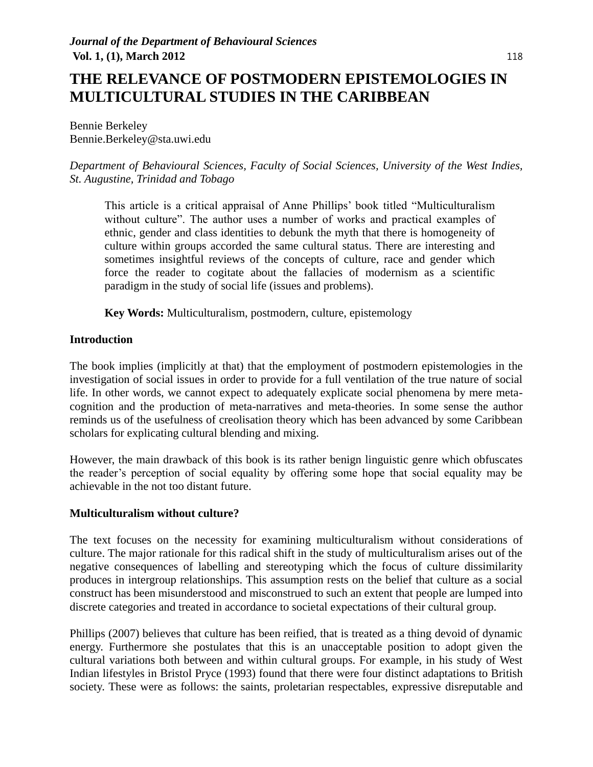# THE RELEVANCE OF POSTMODERN EPISTEMOLOGIES IN MULTICULTURAL STUDIES IN THE CARIBBEAN

Bennie Berkeley
Bennie.Berkeley@sta.uwi.edu

*Department of Behavioural Sciences, Faculty of Social Sciences, University of the West Indies, St. Augustine, Trinidad and Tobago*

> This article is a critical appraisal of Anne Phillips' book titled "Multiculturalism without culture". The author uses a number of works and practical examples of ethnic, gender and class identities to debunk the myth that there is homogeneity of culture within groups accorded the same cultural status. There are interesting and sometimes insightful reviews of the concepts of culture, race and gender which force the reader to cogitate about the fallacies of modernism as a scientific paradigm in the study of social life (issues and problems).
>
> **Key Words:** Multiculturalism, postmodern, culture, epistemology

**Introduction**

The book implies (implicitly at that) that the employment of postmodern epistemologies in the investigation of social issues in order to provide for a full ventilation of the true nature of social life. In other words, we cannot expect to adequately explicate social phenomena by mere meta-cognition and the production of meta-narratives and meta-theories. In some sense the author reminds us of the usefulness of creolisation theory which has been advanced by some Caribbean scholars for explicating cultural blending and mixing.

However, the main drawback of this book is its rather benign linguistic genre which obfuscates the reader's perception of social equality by offering some hope that social equality may be achievable in the not too distant future.

**Multiculturalism without culture?**

The text focuses on the necessity for examining multiculturalism without considerations of culture. The major rationale for this radical shift in the study of multiculturalism arises out of the negative consequences of labelling and stereotyping which the focus of culture dissimilarity produces in intergroup relationships. This assumption rests on the belief that culture as a social construct has been misunderstood and misconstrued to such an extent that people are lumped into discrete categories and treated in accordance to societal expectations of their cultural group.

Phillips (2007) believes that culture has been reified, that is treated as a thing devoid of dynamic energy. Furthermore she postulates that this is an unacceptable position to adopt given the cultural variations both between and within cultural groups. For example, in his study of West Indian lifestyles in Bristol Pryce (1993) found that there were four distinct adaptations to British society. These were as follows: the saints, proletarian respectables, expressive disreputable and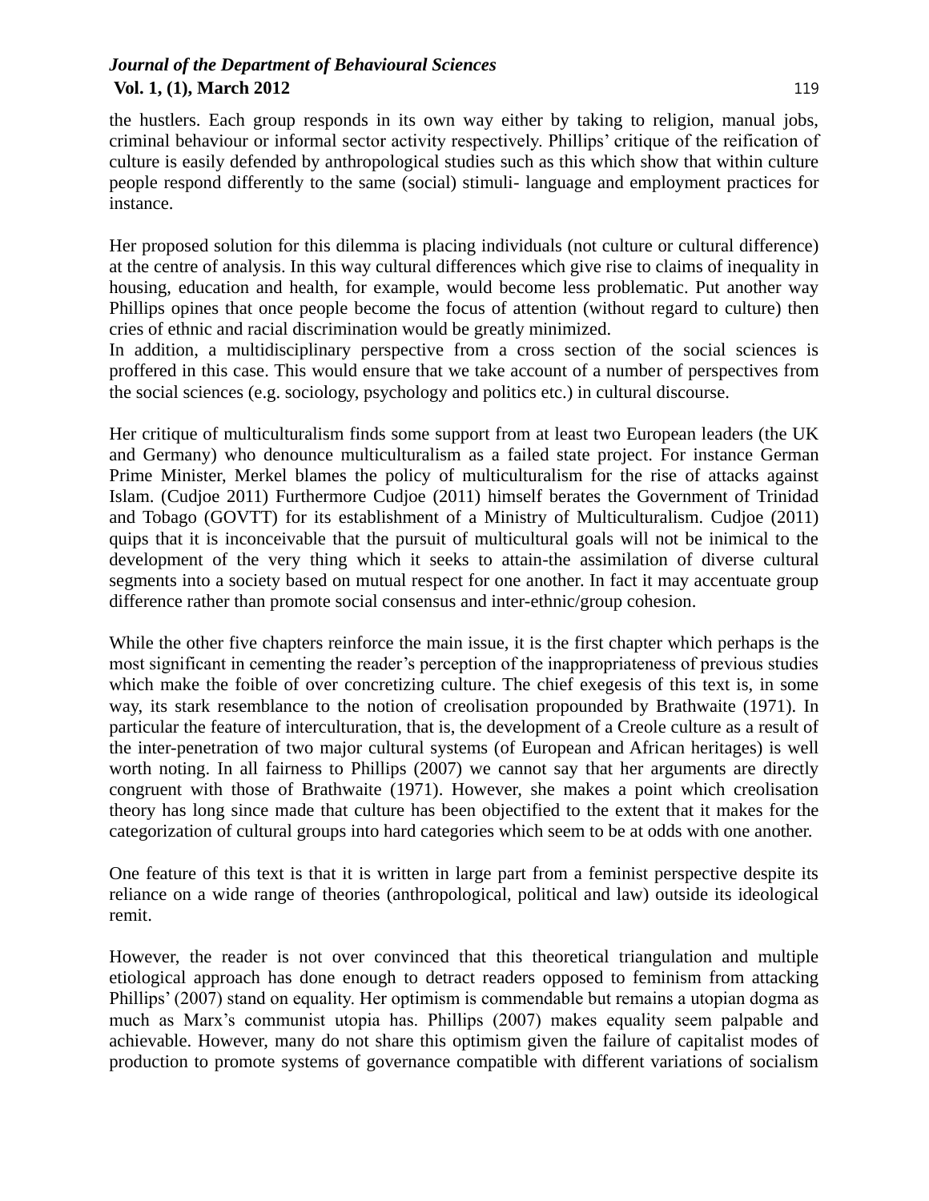the hustlers. Each group responds in its own way either by taking to religion, manual jobs, criminal behaviour or informal sector activity respectively. Phillips' critique of the reification of culture is easily defended by anthropological studies such as this which show that within culture people respond differently to the same (social) stimuli- language and employment practices for instance.

Her proposed solution for this dilemma is placing individuals (not culture or cultural difference) at the centre of analysis. In this way cultural differences which give rise to claims of inequality in housing, education and health, for example, would become less problematic. Put another way Phillips opines that once people become the focus of attention (without regard to culture) then cries of ethnic and racial discrimination would be greatly minimized.
In addition, a multidisciplinary perspective from a cross section of the social sciences is proffered in this case. This would ensure that we take account of a number of perspectives from the social sciences (e.g. sociology, psychology and politics etc.) in cultural discourse.

Her critique of multiculturalism finds some support from at least two European leaders (the UK and Germany) who denounce multiculturalism as a failed state project. For instance German Prime Minister, Merkel blames the policy of multiculturalism for the rise of attacks against Islam. (Cudjoe 2011) Furthermore Cudjoe (2011) himself berates the Government of Trinidad and Tobago (GOVTT) for its establishment of a Ministry of Multiculturalism. Cudjoe (2011) quips that it is inconceivable that the pursuit of multicultural goals will not be inimical to the development of the very thing which it seeks to attain-the assimilation of diverse cultural segments into a society based on mutual respect for one another. In fact it may accentuate group difference rather than promote social consensus and inter-ethnic/group cohesion.

While the other five chapters reinforce the main issue, it is the first chapter which perhaps is the most significant in cementing the reader's perception of the inappropriateness of previous studies which make the foible of over concretizing culture. The chief exegesis of this text is, in some way, its stark resemblance to the notion of creolisation propounded by Brathwaite (1971). In particular the feature of interculturation, that is, the development of a Creole culture as a result of the inter-penetration of two major cultural systems (of European and African heritages) is well worth noting. In all fairness to Phillips (2007) we cannot say that her arguments are directly congruent with those of Brathwaite (1971). However, she makes a point which creolisation theory has long since made that culture has been objectified to the extent that it makes for the categorization of cultural groups into hard categories which seem to be at odds with one another.

One feature of this text is that it is written in large part from a feminist perspective despite its reliance on a wide range of theories (anthropological, political and law) outside its ideological remit.

However, the reader is not over convinced that this theoretical triangulation and multiple etiological approach has done enough to detract readers opposed to feminism from attacking Phillips' (2007) stand on equality. Her optimism is commendable but remains a utopian dogma as much as Marx's communist utopia has. Phillips (2007) makes equality seem palpable and achievable. However, many do not share this optimism given the failure of capitalist modes of production to promote systems of governance compatible with different variations of socialism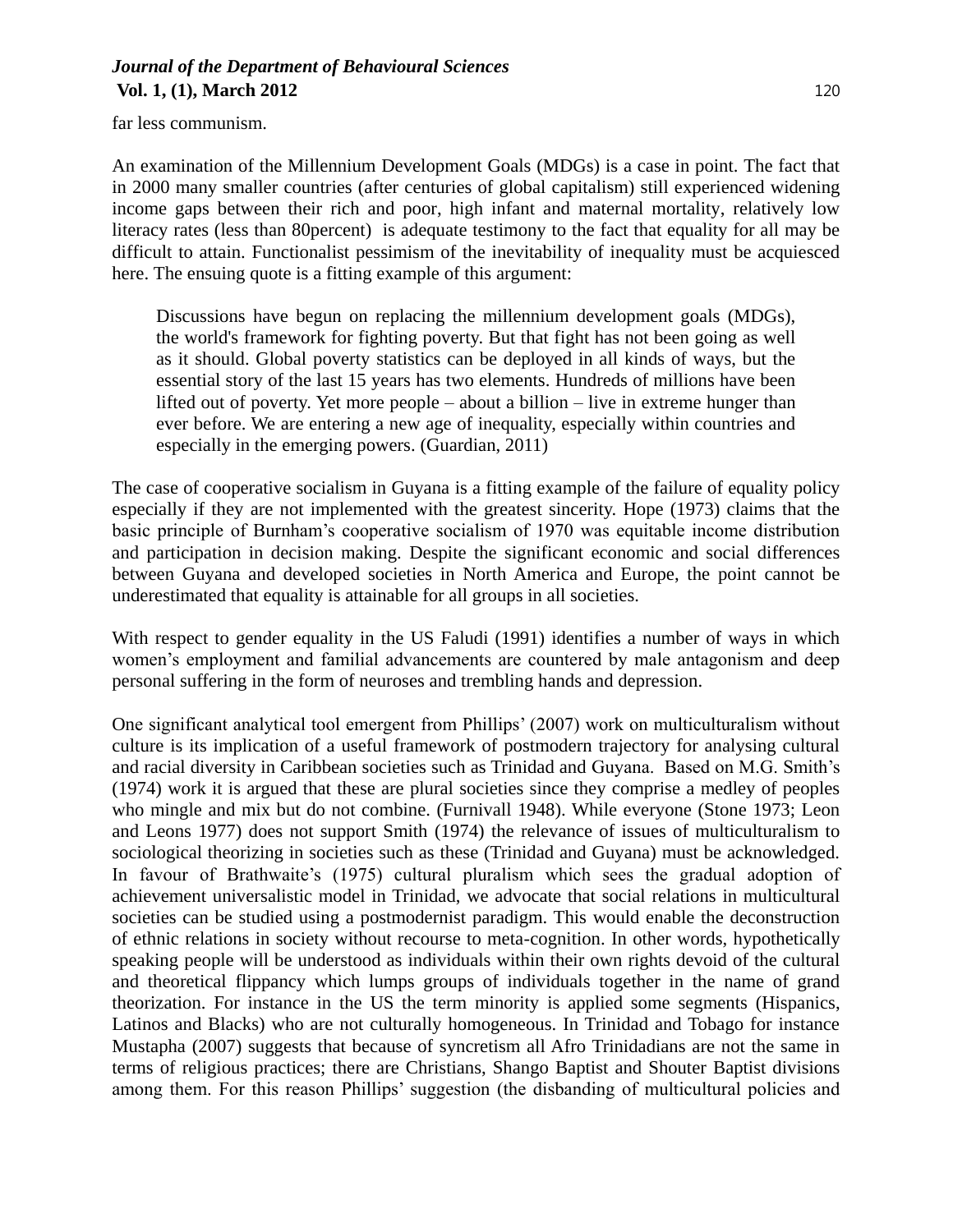far less communism.

An examination of the Millennium Development Goals (MDGs) is a case in point. The fact that in 2000 many smaller countries (after centuries of global capitalism) still experienced widening income gaps between their rich and poor, high infant and maternal mortality, relatively low literacy rates (less than 80percent) is adequate testimony to the fact that equality for all may be difficult to attain. Functionalist pessimism of the inevitability of inequality must be acquiesced here. The ensuing quote is a fitting example of this argument:

> Discussions have begun on replacing the millennium development goals (MDGs), the world's framework for fighting poverty. But that fight has not been going as well as it should. Global poverty statistics can be deployed in all kinds of ways, but the essential story of the last 15 years has two elements. Hundreds of millions have been lifted out of poverty. Yet more people – about a billion – live in extreme hunger than ever before. We are entering a new age of inequality, especially within countries and especially in the emerging powers. (Guardian, 2011)

The case of cooperative socialism in Guyana is a fitting example of the failure of equality policy especially if they are not implemented with the greatest sincerity. Hope (1973) claims that the basic principle of Burnham's cooperative socialism of 1970 was equitable income distribution and participation in decision making. Despite the significant economic and social differences between Guyana and developed societies in North America and Europe, the point cannot be underestimated that equality is attainable for all groups in all societies.

With respect to gender equality in the US Faludi (1991) identifies a number of ways in which women's employment and familial advancements are countered by male antagonism and deep personal suffering in the form of neuroses and trembling hands and depression.

One significant analytical tool emergent from Phillips' (2007) work on multiculturalism without culture is its implication of a useful framework of postmodern trajectory for analysing cultural and racial diversity in Caribbean societies such as Trinidad and Guyana. Based on M.G. Smith's (1974) work it is argued that these are plural societies since they comprise a medley of peoples who mingle and mix but do not combine. (Furnivall 1948). While everyone (Stone 1973; Leon and Leons 1977) does not support Smith (1974) the relevance of issues of multiculturalism to sociological theorizing in societies such as these (Trinidad and Guyana) must be acknowledged. In favour of Brathwaite's (1975) cultural pluralism which sees the gradual adoption of achievement universalistic model in Trinidad, we advocate that social relations in multicultural societies can be studied using a postmodernist paradigm. This would enable the deconstruction of ethnic relations in society without recourse to meta-cognition. In other words, hypothetically speaking people will be understood as individuals within their own rights devoid of the cultural and theoretical flippancy which lumps groups of individuals together in the name of grand theorization. For instance in the US the term minority is applied some segments (Hispanics, Latinos and Blacks) who are not culturally homogeneous. In Trinidad and Tobago for instance Mustapha (2007) suggests that because of syncretism all Afro Trinidadians are not the same in terms of religious practices; there are Christians, Shango Baptist and Shouter Baptist divisions among them. For this reason Phillips' suggestion (the disbanding of multicultural policies and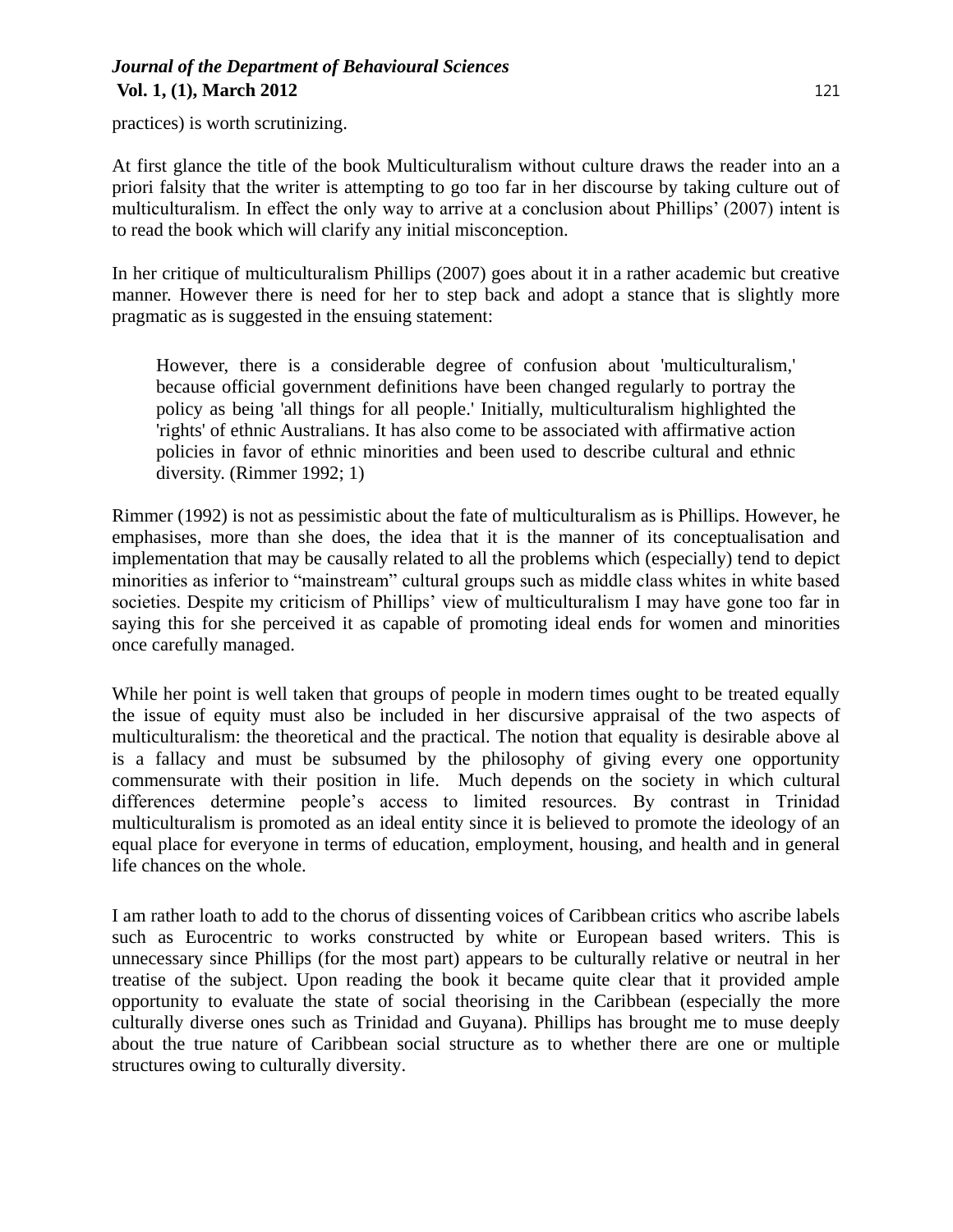practices) is worth scrutinizing.

At first glance the title of the book Multiculturalism without culture draws the reader into an a priori falsity that the writer is attempting to go too far in her discourse by taking culture out of multiculturalism. In effect the only way to arrive at a conclusion about Phillips' (2007) intent is to read the book which will clarify any initial misconception.

In her critique of multiculturalism Phillips (2007) goes about it in a rather academic but creative manner. However there is need for her to step back and adopt a stance that is slightly more pragmatic as is suggested in the ensuing statement:

> However, there is a considerable degree of confusion about 'multiculturalism,' because official government definitions have been changed regularly to portray the policy as being 'all things for all people.' Initially, multiculturalism highlighted the 'rights' of ethnic Australians. It has also come to be associated with affirmative action policies in favor of ethnic minorities and been used to describe cultural and ethnic diversity. (Rimmer 1992; 1)

Rimmer (1992) is not as pessimistic about the fate of multiculturalism as is Phillips. However, he emphasises, more than she does, the idea that it is the manner of its conceptualisation and implementation that may be causally related to all the problems which (especially) tend to depict minorities as inferior to "mainstream" cultural groups such as middle class whites in white based societies. Despite my criticism of Phillips' view of multiculturalism I may have gone too far in saying this for she perceived it as capable of promoting ideal ends for women and minorities once carefully managed.

While her point is well taken that groups of people in modern times ought to be treated equally the issue of equity must also be included in her discursive appraisal of the two aspects of multiculturalism: the theoretical and the practical. The notion that equality is desirable above al is a fallacy and must be subsumed by the philosophy of giving every one opportunity commensurate with their position in life. Much depends on the society in which cultural differences determine people's access to limited resources. By contrast in Trinidad multiculturalism is promoted as an ideal entity since it is believed to promote the ideology of an equal place for everyone in terms of education, employment, housing, and health and in general life chances on the whole.

I am rather loath to add to the chorus of dissenting voices of Caribbean critics who ascribe labels such as Eurocentric to works constructed by white or European based writers. This is unnecessary since Phillips (for the most part) appears to be culturally relative or neutral in her treatise of the subject. Upon reading the book it became quite clear that it provided ample opportunity to evaluate the state of social theorising in the Caribbean (especially the more culturally diverse ones such as Trinidad and Guyana). Phillips has brought me to muse deeply about the true nature of Caribbean social structure as to whether there are one or multiple structures owing to culturally diversity.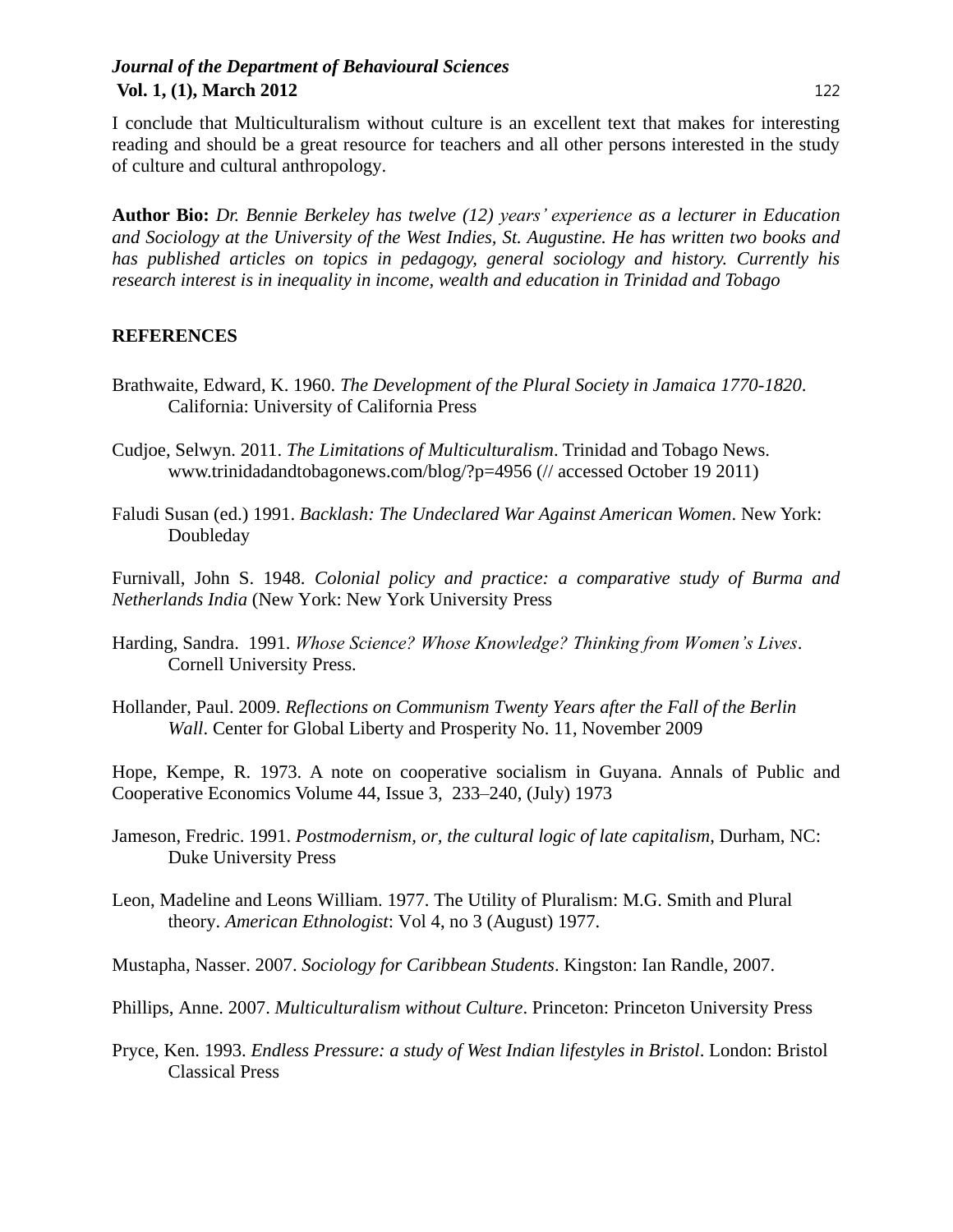I conclude that Multiculturalism without culture is an excellent text that makes for interesting reading and should be a great resource for teachers and all other persons interested in the study of culture and cultural anthropology.

**Author Bio:** *Dr. Bennie Berkeley has twelve (12) years' experience as a lecturer in Education and Sociology at the University of the West Indies, St. Augustine. He has written two books and has published articles on topics in pedagogy, general sociology and history. Currently his research interest is in inequality in income, wealth and education in Trinidad and Tobago*

**REFERENCES**

Brathwaite, Edward, K. 1960. *The Development of the Plural Society in Jamaica 1770-1820*. California: University of California Press

Cudjoe, Selwyn. 2011. *The Limitations of Multiculturalism*. Trinidad and Tobago News. www.trinidadandtobagonews.com/blog/?p=4956 (// accessed October 19 2011)

Faludi Susan (ed.) 1991. *Backlash: The Undeclared War Against American Women*. New York: Doubleday

Furnivall, John S. 1948. *Colonial policy and practice: a comparative study of Burma and Netherlands India* (New York: New York University Press

Harding, Sandra. 1991. *Whose Science? Whose Knowledge? Thinking from Women's Lives*. Cornell University Press.

Hollander, Paul. 2009. *Reflections on Communism Twenty Years after the Fall of the Berlin Wall*. Center for Global Liberty and Prosperity No. 11, November 2009

Hope, Kempe, R. 1973. A note on cooperative socialism in Guyana. Annals of Public and Cooperative Economics Volume 44, Issue 3, 233–240, (July) 1973

Jameson, Fredric. 1991. *Postmodernism, or, the cultural logic of late capitalism*, Durham, NC: Duke University Press

Leon, Madeline and Leons William. 1977. The Utility of Pluralism: M.G. Smith and Plural theory. *American Ethnologist*: Vol 4, no 3 (August) 1977.

Mustapha, Nasser. 2007. *Sociology for Caribbean Students*. Kingston: Ian Randle, 2007.

Phillips, Anne. 2007. *Multiculturalism without Culture*. Princeton: Princeton University Press

Pryce, Ken. 1993. *Endless Pressure: a study of West Indian lifestyles in Bristol*. London: Bristol Classical Press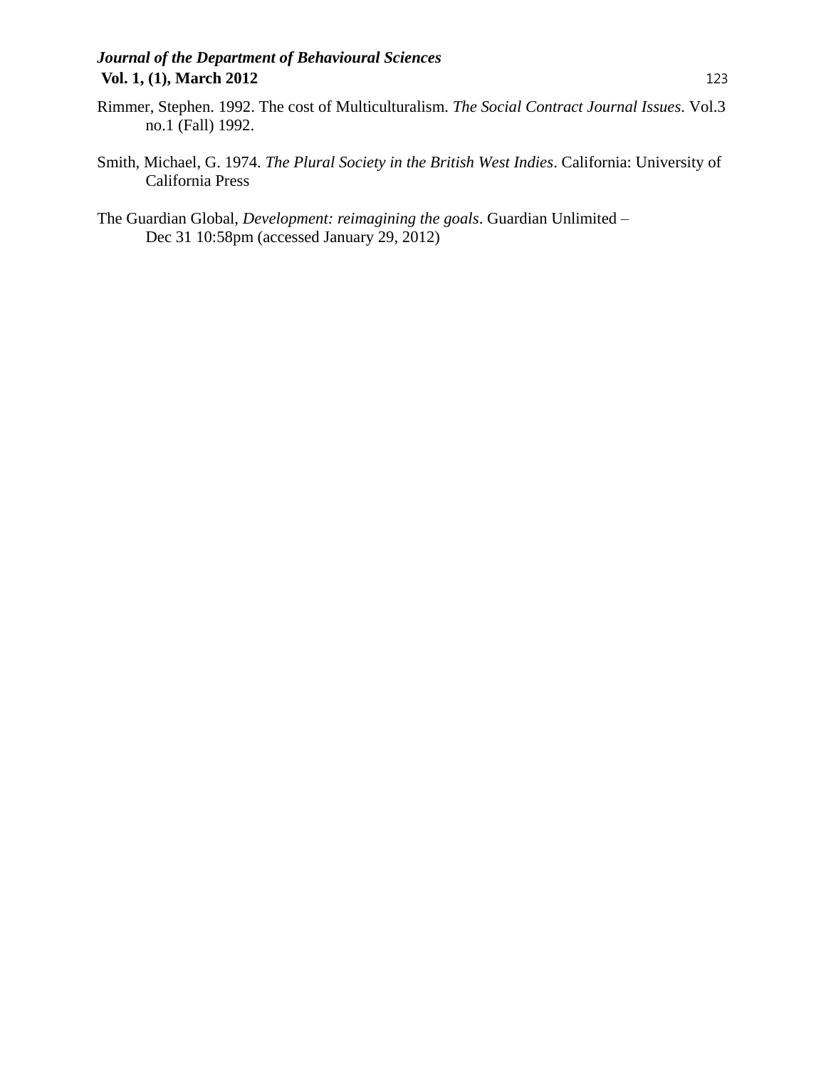Rimmer, Stephen. 1992. The cost of Multiculturalism. *The Social Contract Journal Issues*. Vol.3 no.1 (Fall) 1992.

Smith, Michael, G. 1974. *The Plural Society in the British West Indies*. California: University of California Press

The Guardian Global, *Development: reimagining the goals*. Guardian Unlimited – Dec 31 10:58pm (accessed January 29, 2012)